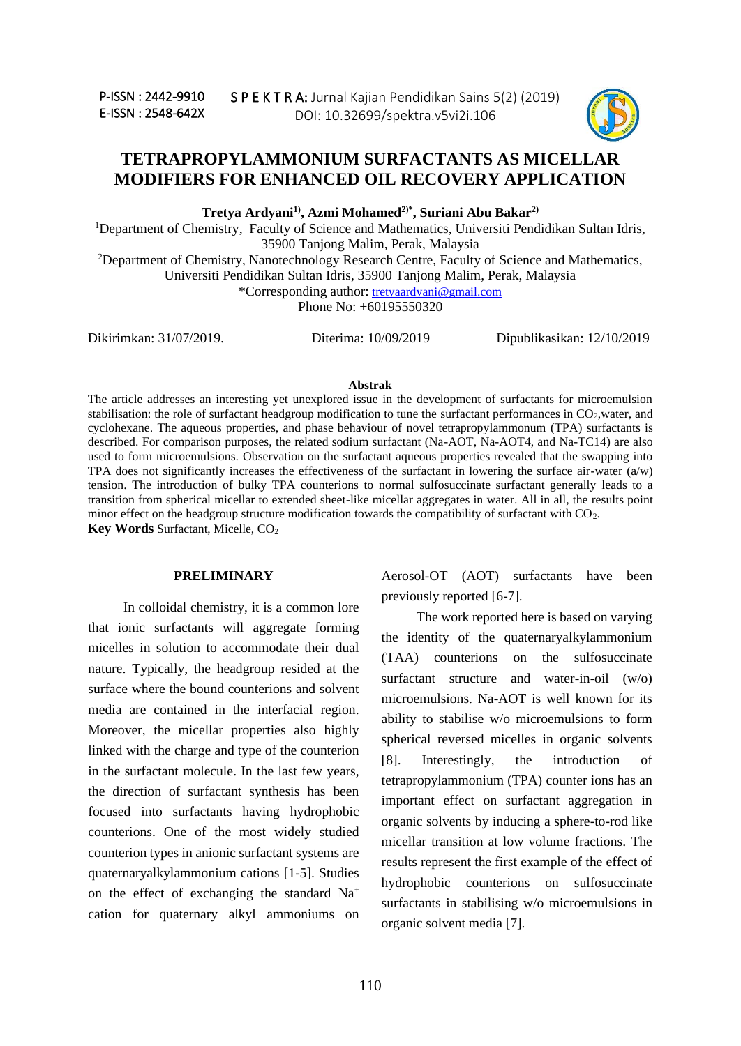# TETRAPROPYLAMMONIUM SURFACTANTS AS MICELLAR MODIFIERS FOR ENHANCED OIL RECOVERY APPLICATION

**Tretya Ardyani[1], Azmi Mohamed[2]*, Suriani Abu Bakar[2]**

[1]Department of Chemistry, Faculty of Science and Mathematics, Universiti Pendidikan Sultan Idris, 35900 Tanjong Malim, Perak, Malaysia

[2]Department of Chemistry, Nanotechnology Research Centre, Faculty of Science and Mathematics, Universiti Pendidikan Sultan Idris, 35900 Tanjong Malim, Perak, Malaysia

*Corresponding author: tretyaardyani@gmail.com

Phone No: +60195550320

Dikirimkan: 31/07/2019. Diterima: 10/09/2019 Dipublikasikan: 12/10/2019

**Abstrak**

The article addresses an interesting yet unexplored issue in the development of surfactants for microemulsion stabilisation: the role of surfactant headgroup modification to tune the surfactant performances in $CO_2$,water, and cyclohexane. The aqueous properties, and phase behaviour of novel tetrapropylammonum (TPA) surfactants is described. For comparison purposes, the related sodium surfactant (Na-AOT, Na-AOT4, and Na-TC14) are also used to form microemulsions. Observation on the surfactant aqueous properties revealed that the swapping into TPA does not significantly increases the effectiveness of the surfactant in lowering the surface air-water (a/w) tension. The introduction of bulky TPA counterions to normal sulfosuccinate surfactant generally leads to a transition from spherical micellar to extended sheet-like micellar aggregates in water. All in all, the results point minor effect on the headgroup structure modification towards the compatibility of surfactant with $CO_2$.

**Key Words** Surfactant, Micelle, $CO_2$

## PRELIMINARY

In colloidal chemistry, it is a common lore that ionic surfactants will aggregate forming micelles in solution to accommodate their dual nature. Typically, the headgroup resided at the surface where the bound counterions and solvent media are contained in the interfacial region. Moreover, the micellar properties also highly linked with the charge and type of the counterion in the surfactant molecule. In the last few years, the direction of surfactant synthesis has been focused into surfactants having hydrophobic counterions. One of the most widely studied counterion types in anionic surfactant systems are quaternaryalkylammonium cations [1-5]. Studies on the effect of exchanging the standard $Na^+$ cation for quaternary alkyl ammoniums on Aerosol-OT (AOT) surfactants have been previously reported [6-7].

The work reported here is based on varying the identity of the quaternaryalkylammonium (TAA) counterions on the sulfosuccinate surfactant structure and water-in-oil (w/o) microemulsions. Na-AOT is well known for its ability to stabilise w/o microemulsions to form spherical reversed micelles in organic solvents [8]. Interestingly, the introduction of tetrapropylammonium (TPA) counter ions has an important effect on surfactant aggregation in organic solvents by inducing a sphere-to-rod like micellar transition at low volume fractions. The results represent the first example of the effect of hydrophobic counterions on sulfosuccinate surfactants in stabilising w/o microemulsions in organic solvent media [7].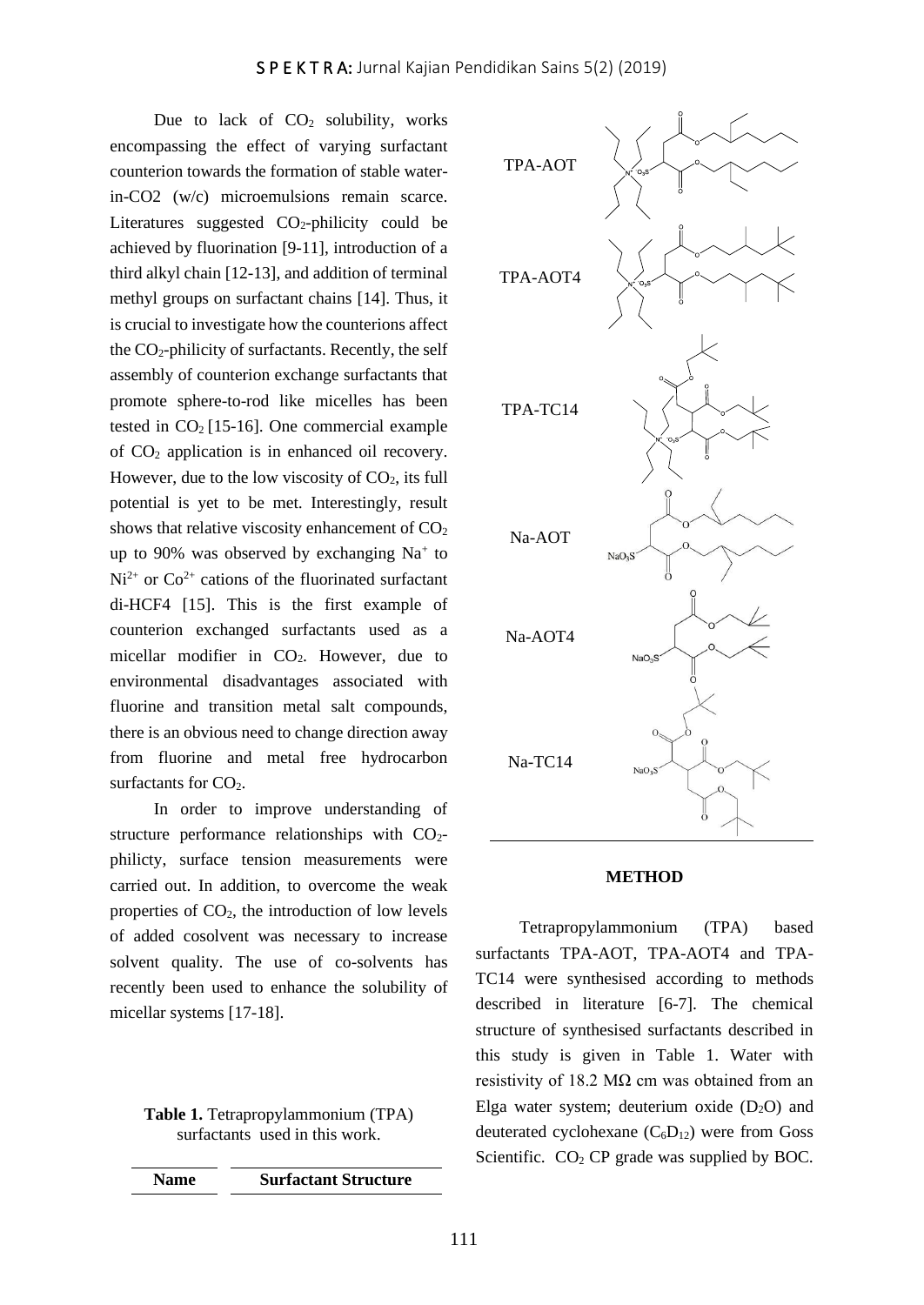Due to lack of $CO_2$ solubility, works encompassing the effect of varying surfactant counterion towards the formation of stable water-in-CO2 (w/c) microemulsions remain scarce. Literatures suggested $CO_2$-philicity could be achieved by fluorination [9-11], introduction of a third alkyl chain [12-13], and addition of terminal methyl groups on surfactant chains [14]. Thus, it is crucial to investigate how the counterions affect the $CO_2$-philicity of surfactants. Recently, the self assembly of counterion exchange surfactants that promote sphere-to-rod like micelles has been tested in $CO_2$ [15-16]. One commercial example of $CO_2$ application is in enhanced oil recovery. However, due to the low viscosity of $CO_2$, its full potential is yet to be met. Interestingly, result shows that relative viscosity enhancement of $CO_2$ up to 90% was observed by exchanging $Na^+$ to $Ni^{2+}$ or $Co^{2+}$ cations of the fluorinated surfactant di-HCF4 [15]. This is the first example of counterion exchanged surfactants used as a micellar modifier in $CO_2$. However, due to environmental disadvantages associated with fluorine and transition metal salt compounds, there is an obvious need to change direction away from fluorine and metal free hydrocarbon surfactants for $CO_2$.

In order to improve understanding of structure performance relationships with $CO_2$-philicty, surface tension measurements were carried out. In addition, to overcome the weak properties of $CO_2$, the introduction of low levels of added cosolvent was necessary to increase solvent quality. The use of co-solvents has recently been used to enhance the solubility of micellar systems [17-18].

**Table 1.** Tetrapropylammonium (TPA) surfactants used in this work.

| Name | Surfactant Structure |
|---|---|
| TPA-AOT | |
| TPA-AOT4 | |
| TPA-TC14 | |
| Na-AOT | |
| Na-AOT4 | |
| Na-TC14 | |

## METHOD

Tetrapropylammonium (TPA) based surfactants TPA-AOT, TPA-AOT4 and TPA-TC14 were synthesised according to methods described in literature [6-7]. The chemical structure of synthesised surfactants described in this study is given in Table 1. Water with resistivity of 18.2 MΩ cm was obtained from an Elga water system; deuterium oxide ($D_2O$) and deuterated cyclohexane ($C_6D_{12}$) were from Goss Scientific. $CO_2$ CP grade was supplied by BOC.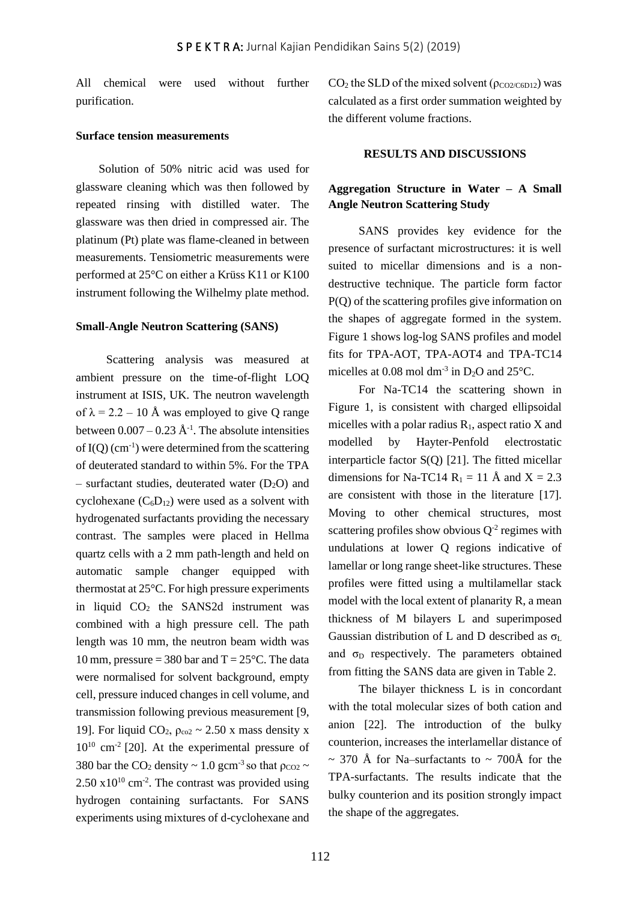All chemical were used without further purification.

**Surface tension measurements**

Solution of 50% nitric acid was used for glassware cleaning which was then followed by repeated rinsing with distilled water. The glassware was then dried in compressed air. The platinum (Pt) plate was flame-cleaned in between measurements. Tensiometric measurements were performed at 25°C on either a Krüss K11 or K100 instrument following the Wilhelmy plate method.

**Small-Angle Neutron Scattering (SANS)**

Scattering analysis was measured at ambient pressure on the time-of-flight LOQ instrument at ISIS, UK. The neutron wavelength of $\lambda = 2.2 – 10$ Å was employed to give Q range between $0.007 – 0.23$ Å$^{-1}$. The absolute intensities of I(Q) (cm$^{-1}$) were determined from the scattering of deuterated standard to within 5%. For the TPA – surfactant studies, deuterated water ($D_2O$) and cyclohexane ($C_6D_{12}$) were used as a solvent with hydrogenated surfactants providing the necessary contrast. The samples were placed in Hellma quartz cells with a 2 mm path-length and held on automatic sample changer equipped with thermostat at 25°C. For high pressure experiments in liquid $CO_2$ the SANS2d instrument was combined with a high pressure cell. The path length was 10 mm, the neutron beam width was 10 mm, pressure = 380 bar and T = 25°C. The data were normalised for solvent background, empty cell, pressure induced changes in cell volume, and transmission following previous measurement [9, 19]. For liquid $CO_2$, $\rho_{co2} \sim 2.50$ x mass density x $10^{10}$ cm$^{-2}$ [20]. At the experimental pressure of 380 bar the $CO_2$ density ~ 1.0 gcm$^{-3}$ so that $\rho_{CO2} \sim 2.50 \times 10^{10}$ cm$^{-2}$. The contrast was provided using hydrogen containing surfactants. For SANS experiments using mixtures of d-cyclohexane and $CO_2$ the SLD of the mixed solvent ($\rho_{CO2/C6D12}$) was calculated as a first order summation weighted by the different volume fractions.

## RESULTS AND DISCUSSIONS

### Aggregation Structure in Water – A Small Angle Neutron Scattering Study

SANS provides key evidence for the presence of surfactant microstructures: it is well suited to micellar dimensions and is a non-destructive technique. The particle form factor P(Q) of the scattering profiles give information on the shapes of aggregate formed in the system. Figure 1 shows log-log SANS profiles and model fits for TPA-AOT, TPA-AOT4 and TPA-TC14 micelles at 0.08 mol dm$^{-3}$ in $D_2O$ and 25°C.

For Na-TC14 the scattering shown in Figure 1, is consistent with charged ellipsoidal micelles with a polar radius $R_1$, aspect ratio X and modelled by Hayter-Penfold electrostatic interparticle factor S(Q) [21]. The fitted micellar dimensions for Na-TC14 $R_1 = 11$ Å and $X = 2.3$ are consistent with those in the literature [17]. Moving to other chemical structures, most scattering profiles show obvious $Q^{-2}$ regimes with undulations at lower Q regions indicative of lamellar or long range sheet-like structures. These profiles were fitted using a multilamellar stack model with the local extent of planarity R, a mean thickness of M bilayers L and superimposed Gaussian distribution of L and D described as $\sigma_L$ and $\sigma_D$ respectively. The parameters obtained from fitting the SANS data are given in Table 2.

The bilayer thickness L is in concordant with the total molecular sizes of both cation and anion [22]. The introduction of the bulky counterion, increases the interlamellar distance of ~ 370 Å for Na–surfactants to ~ 700Å for the TPA-surfactants. The results indicate that the bulky counterion and its position strongly impact the shape of the aggregates.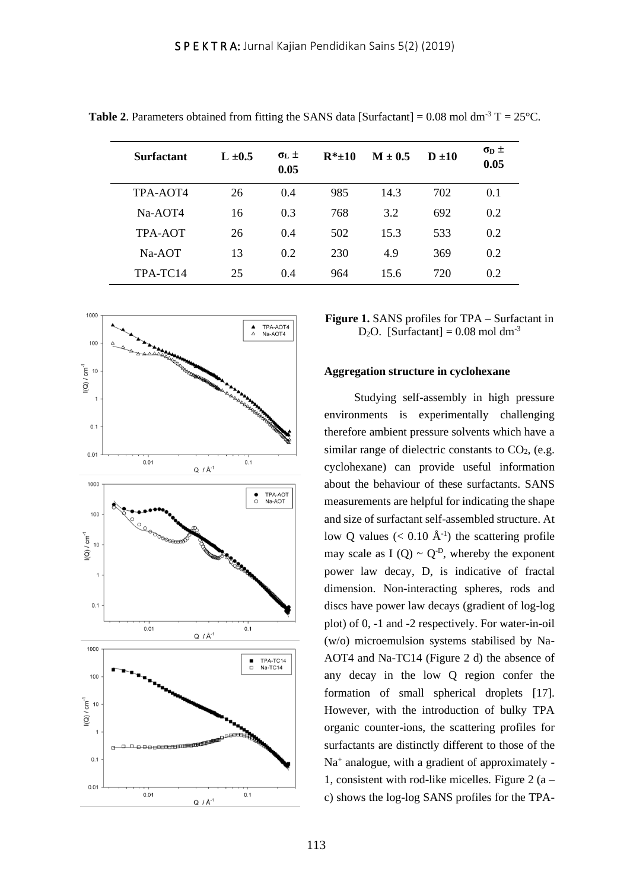**Table 2**. Parameters obtained from fitting the SANS data [Surfactant] = 0.08 mol dm$^{-3}$ T = 25°C.

| Surfactant | L ±0.5 | $\sigma_L$ ± 0.05 | R*±10 | M ± 0.5 | D ±10 | $\sigma_D$ ± 0.05 |
|---|---|---|---|---|---|---|
| TPA-AOT4 | 26 | 0.4 | 985 | 14.3 | 702 | 0.1 |
| Na-AOT4 | 16 | 0.3 | 768 | 3.2 | 692 | 0.2 |
| TPA-AOT | 26 | 0.4 | 502 | 15.3 | 533 | 0.2 |
| Na-AOT | 13 | 0.2 | 230 | 4.9 | 369 | 0.2 |
| TPA-TC14 | 25 | 0.4 | 964 | 15.6 | 720 | 0.2 |

**Figure 1.** SANS profiles for TPA – Surfactant in $D_2O$. [Surfactant] = 0.08 mol dm$^{-3}$

**Aggregation structure in cyclohexane**

Studying self-assembly in high pressure environments is experimentally challenging therefore ambient pressure solvents which have a similar range of dielectric constants to $CO_2$, (e.g. cyclohexane) can provide useful information about the behaviour of these surfactants. SANS measurements are helpful for indicating the shape and size of surfactant self-assembled structure. At low Q values (< 0.10 Å$^{-1}$) the scattering profile may scale as I (Q) ~ $Q^{-D}$, whereby the exponent power law decay, D, is indicative of fractal dimension. Non-interacting spheres, rods and discs have power law decays (gradient of log-log plot) of 0, -1 and -2 respectively. For water-in-oil (w/o) microemulsion systems stabilised by Na-AOT4 and Na-TC14 (Figure 2 d) the absence of any decay in the low Q region confer the formation of small spherical droplets [17]. However, with the introduction of bulky TPA organic counter-ions, the scattering profiles for surfactants are distinctly different to those of the $Na^+$ analogue, with a gradient of approximately -1, consistent with rod-like micelles. Figure 2 (a – c) shows the log-log SANS profiles for the TPA-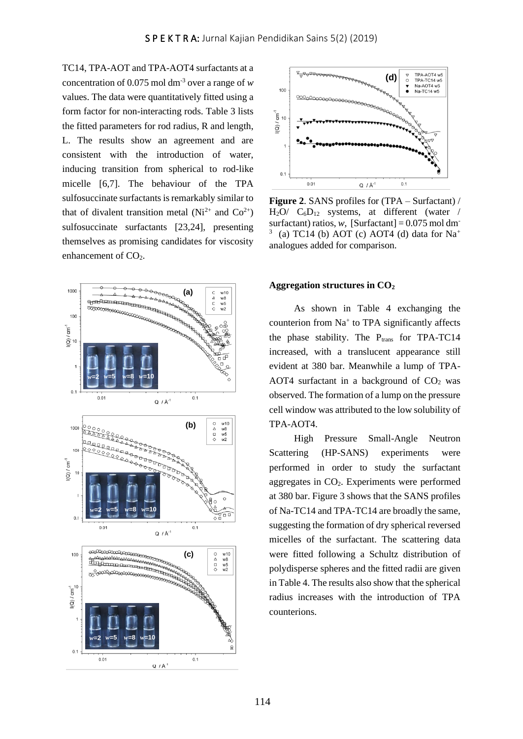TC14, TPA-AOT and TPA-AOT4 surfactants at a concentration of 0.075 mol $dm^{-3}$ over a range of *w* values. The data were quantitatively fitted using a form factor for non-interacting rods. Table 3 lists the fitted parameters for rod radius, R and length, L. The results show an agreement and are consistent with the introduction of water, inducing transition from spherical to rod-like micelle [6,7]. The behaviour of the TPA sulfosuccinate surfactants is remarkably similar to that of divalent transition metal ($Ni^{2+}$ and $Co^{2+}$) sulfosuccinate surfactants [23,24], presenting themselves as promising candidates for viscosity enhancement of $CO_2$.

**Figure 2**. SANS profiles for (TPA – Surfactant) / $H_2O$/ $C_6D_{12}$ systems, at different (water / surfactant) ratios, *w*, [Surfactant] = 0.075 mol $dm^{-3}$ (a) TC14 (b) AOT (c) AOT4 (d) data for $Na^+$ analogues added for comparison.

**Aggregation structures in $CO_2$**

As shown in Table 4 exchanging the counterion from $Na^+$ to TPA significantly affects the phase stability. The $P_{trans}$ for TPA-TC14 increased, with a translucent appearance still evident at 380 bar. Meanwhile a lump of TPA-AOT4 surfactant in a background of $CO_2$ was observed. The formation of a lump on the pressure cell window was attributed to the low solubility of TPA-AOT4.

High Pressure Small-Angle Neutron Scattering (HP-SANS) experiments were performed in order to study the surfactant aggregates in $CO_2$. Experiments were performed at 380 bar. Figure 3 shows that the SANS profiles of Na-TC14 and TPA-TC14 are broadly the same, suggesting the formation of dry spherical reversed micelles of the surfactant. The scattering data were fitted following a Schultz distribution of polydisperse spheres and the fitted radii are given in Table 4. The results also show that the spherical radius increases with the introduction of TPA counterions.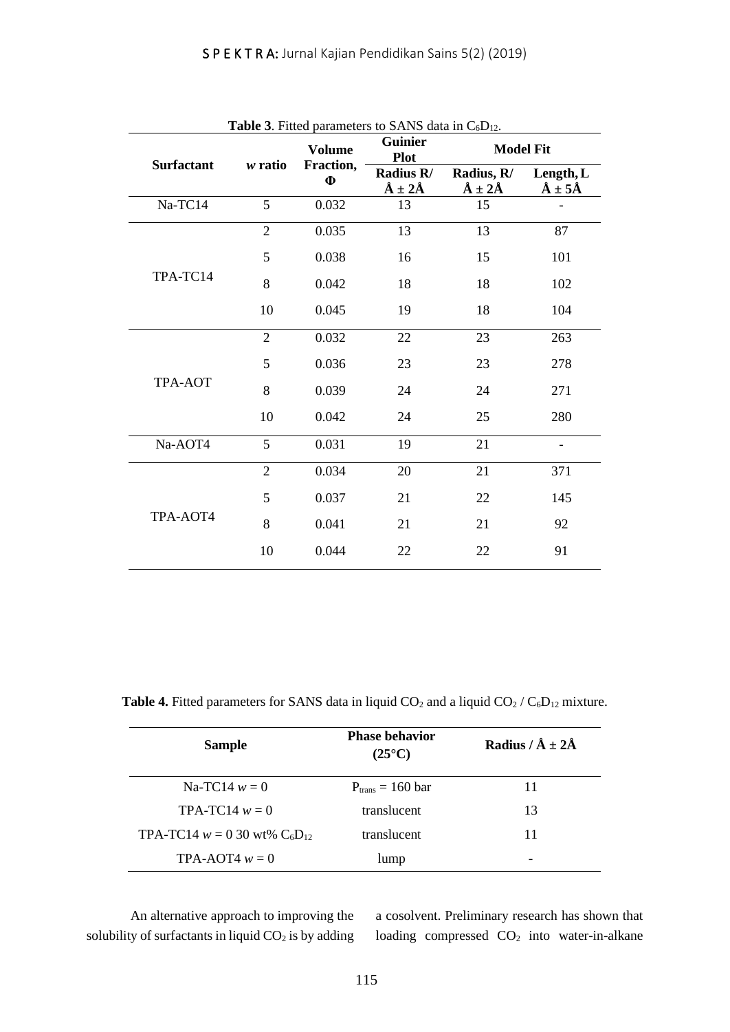**Table 3**. Fitted parameters to SANS data in $C_6D_{12}$.

| Surfactant | *w* ratio | Volume Fraction, Φ | Guinier Plot | Model Fit | |
|---|---|---|---|---|---|
| | | | Radius R/ Å ± 2Å | Radius, R/ Å ± 2Å | Length, L Å ± 5Å |
| Na-TC14 | 5 | 0.032 | 13 | 15 | - |
| TPA-TC14 | 2 | 0.035 | 13 | 13 | 87 |
| | 5 | 0.038 | 16 | 15 | 101 |
| | 8 | 0.042 | 18 | 18 | 102 |
| | 10 | 0.045 | 19 | 18 | 104 |
| TPA-AOT | 2 | 0.032 | 22 | 23 | 263 |
| | 5 | 0.036 | 23 | 23 | 278 |
| | 8 | 0.039 | 24 | 24 | 271 |
| | 10 | 0.042 | 24 | 25 | 280 |
| Na-AOT4 | 5 | 0.031 | 19 | 21 | - |
| TPA-AOT4 | 2 | 0.034 | 20 | 21 | 371 |
| | 5 | 0.037 | 21 | 22 | 145 |
| | 8 | 0.041 | 21 | 21 | 92 |
| | 10 | 0.044 | 22 | 22 | 91 |

**Table 4.** Fitted parameters for SANS data in liquid $CO_2$ and a liquid $CO_2$ / $C_6D_{12}$ mixture.

| Sample | Phase behavior (25°C) | Radius / Å ± 2Å |
|---|---|---|
| Na-TC14 $w = 0$ | $P_{trans} = 160$ bar | 11 |
| TPA-TC14 $w = 0$ | translucent | 13 |
| TPA-TC14 $w = 0$ 30 wt% $C_6D_{12}$ | translucent | 11 |
| TPA-AOT4 $w = 0$ | lump | - |

An alternative approach to improving the solubility of surfactants in liquid $CO_2$ is by adding a cosolvent. Preliminary research has shown that loading compressed $CO_2$ into water-in-alkane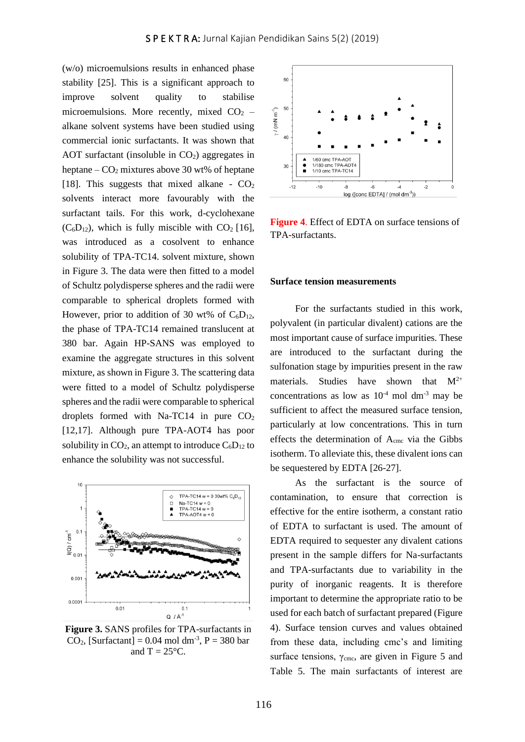(w/o) microemulsions results in enhanced phase stability [25]. This is a significant approach to improve solvent quality to stabilise microemulsions. More recently, mixed $CO_2$ – alkane solvent systems have been studied using commercial ionic surfactants. It was shown that AOT surfactant (insoluble in $CO_2$) aggregates in heptane – $CO_2$ mixtures above 30 wt% of heptane [18]. This suggests that mixed alkane - $CO_2$ solvents interact more favourably with the surfactant tails. For this work, d-cyclohexane ($C_6D_{12}$), which is fully miscible with $CO_2$ [16], was introduced as a cosolvent to enhance solubility of TPA-TC14. solvent mixture, shown in Figure 3. The data were then fitted to a model of Schultz polydisperse spheres and the radii were comparable to spherical droplets formed with However, prior to addition of 30 wt% of $C_6D_{12}$, the phase of TPA-TC14 remained translucent at 380 bar. Again HP-SANS was employed to examine the aggregate structures in this solvent mixture, as shown in Figure 3. The scattering data were fitted to a model of Schultz polydisperse spheres and the radii were comparable to spherical droplets formed with Na-TC14 in pure $CO_2$ [12,17]. Although pure TPA-AOT4 has poor solubility in $CO_2$, an attempt to introduce $C_6D_{12}$ to enhance the solubility was not successful.

**Figure 3.** SANS profiles for TPA-surfactants in $CO_2$, [Surfactant] = 0.04 mol dm$^{-3}$, P = 380 bar and T = 25°C.

**Figure 4**. Effect of EDTA on surface tensions of TPA-surfactants.

### Surface tension measurements

For the surfactants studied in this work, polyvalent (in particular divalent) cations are the most important cause of surface impurities. These are introduced to the surfactant during the sulfonation stage by impurities present in the raw materials. Studies have shown that $M^{2+}$ concentrations as low as $10^{-4}$ mol dm$^{-3}$ may be sufficient to affect the measured surface tension, particularly at low concentrations. This in turn effects the determination of $A_{cmc}$ via the Gibbs isotherm. To alleviate this, these divalent ions can be sequestered by EDTA [26-27].

As the surfactant is the source of contamination, to ensure that correction is effective for the entire isotherm, a constant ratio of EDTA to surfactant is used. The amount of EDTA required to sequester any divalent cations present in the sample differs for Na-surfactants and TPA-surfactants due to variability in the purity of inorganic reagents. It is therefore important to determine the appropriate ratio to be used for each batch of surfactant prepared (Figure 4). Surface tension curves and values obtained from these data, including cmc's and limiting surface tensions, $\gamma_{cmc}$, are given in Figure 5 and Table 5. The main surfactants of interest are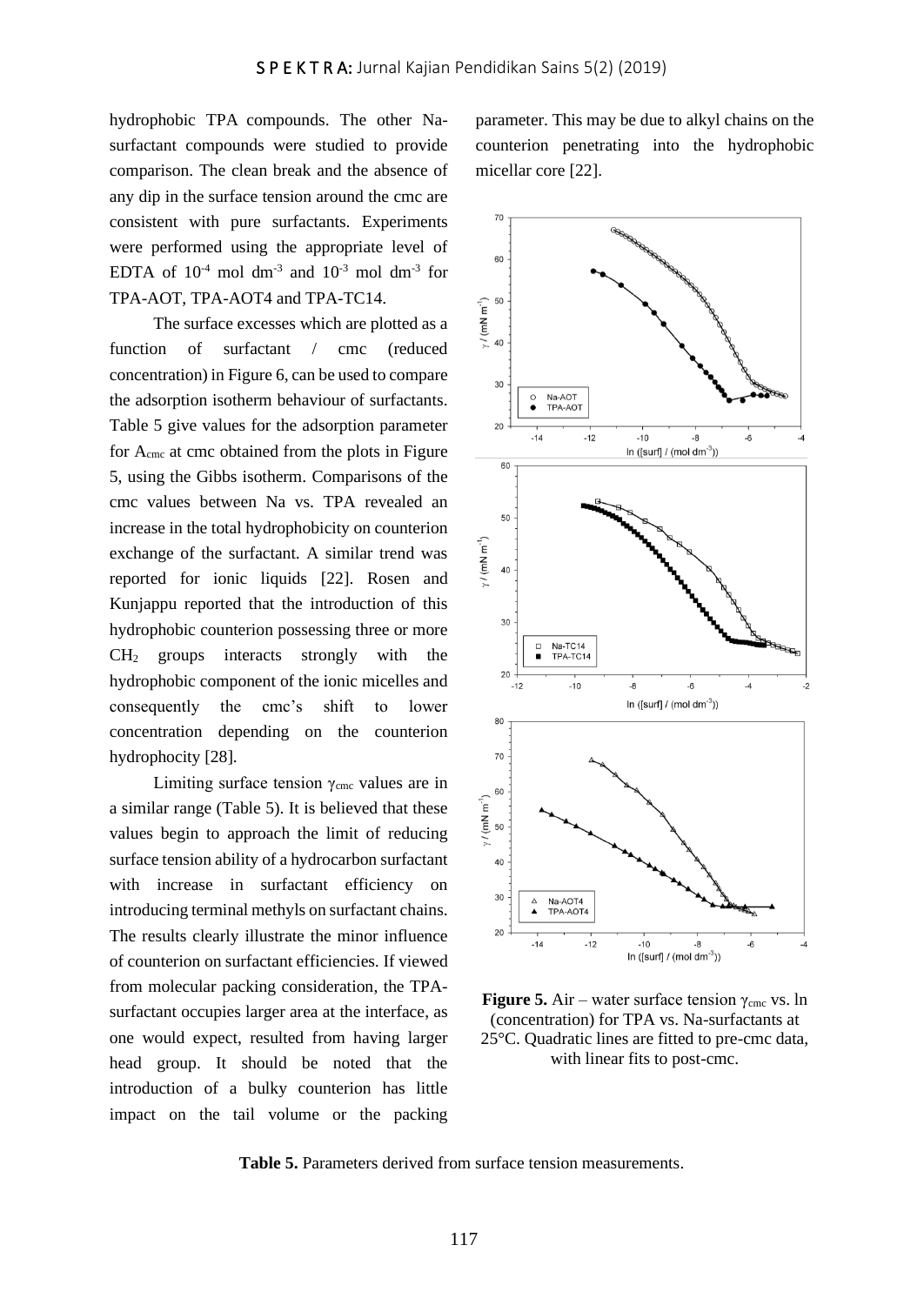hydrophobic TPA compounds. The other Na-surfactant compounds were studied to provide comparison. The clean break and the absence of any dip in the surface tension around the cmc are consistent with pure surfactants. Experiments were performed using the appropriate level of EDTA of $10^{-4}$ mol dm$^{-3}$ and $10^{-3}$ mol dm$^{-3}$ for TPA-AOT, TPA-AOT4 and TPA-TC14.

The surface excesses which are plotted as a function of surfactant / cmc (reduced concentration) in Figure 6, can be used to compare the adsorption isotherm behaviour of surfactants. Table 5 give values for the adsorption parameter for $A_{cmc}$ at cmc obtained from the plots in Figure 5, using the Gibbs isotherm. Comparisons of the cmc values between Na vs. TPA revealed an increase in the total hydrophobicity on counterion exchange of the surfactant. A similar trend was reported for ionic liquids [22]. Rosen and Kunjappu reported that the introduction of this hydrophobic counterion possessing three or more $CH_2$ groups interacts strongly with the hydrophobic component of the ionic micelles and consequently the cmc's shift to lower concentration depending on the counterion hydrophocity [28].

Limiting surface tension $\gamma_{cmc}$ values are in a similar range (Table 5). It is believed that these values begin to approach the limit of reducing surface tension ability of a hydrocarbon surfactant with increase in surfactant efficiency on introducing terminal methyls on surfactant chains. The results clearly illustrate the minor influence of counterion on surfactant efficiencies. If viewed from molecular packing consideration, the TPA-surfactant occupies larger area at the interface, as one would expect, resulted from having larger head group. It should be noted that the introduction of a bulky counterion has little impact on the tail volume or the packing parameter. This may be due to alkyl chains on the counterion penetrating into the hydrophobic micellar core [22].

**Figure 5.** Air – water surface tension $\gamma_{cmc}$ vs. ln (concentration) for TPA vs. Na-surfactants at 25°C. Quadratic lines are fitted to pre-cmc data, with linear fits to post-cmc.

**Table 5.** Parameters derived from surface tension measurements.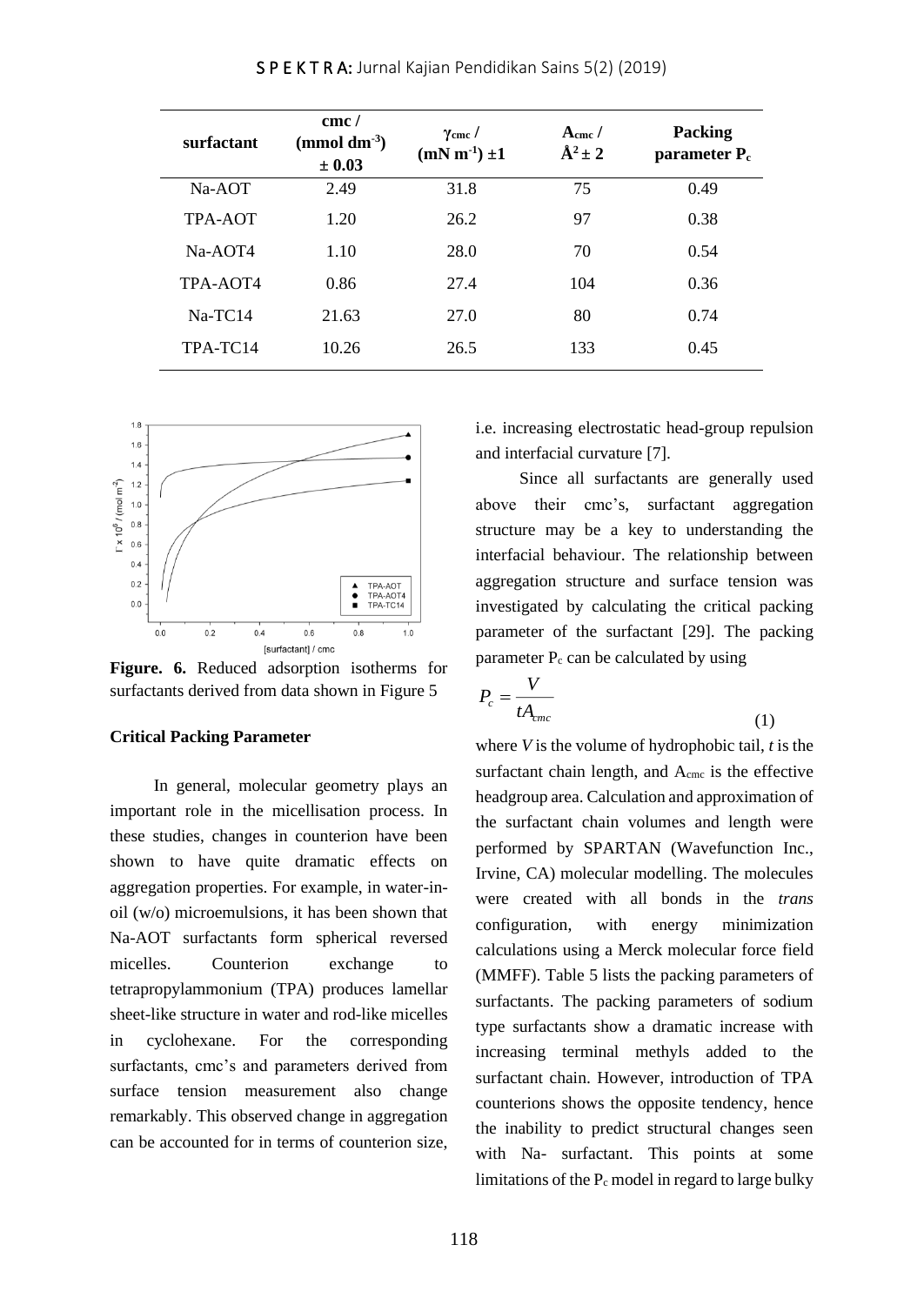| surfactant | cmc / (mmol dm$^{-3}$) ± 0.03 | $\gamma_{cmc}$ / (mN m$^{-1}$) ±1 | $A_{cmc}$ / Å$^2$ ± 2 | Packing parameter $P_c$ |
|---|---|---|---|---|
| Na-AOT | 2.49 | 31.8 | 75 | 0.49 |
| TPA-AOT | 1.20 | 26.2 | 97 | 0.38 |
| Na-AOT4 | 1.10 | 28.0 | 70 | 0.54 |
| TPA-AOT4 | 0.86 | 27.4 | 104 | 0.36 |
| Na-TC14 | 21.63 | 27.0 | 80 | 0.74 |
| TPA-TC14 | 10.26 | 26.5 | 133 | 0.45 |

**Figure. 6.** Reduced adsorption isotherms for surfactants derived from data shown in Figure 5

### Critical Packing Parameter

In general, molecular geometry plays an important role in the micellisation process. In these studies, changes in counterion have been shown to have quite dramatic effects on aggregation properties. For example, in water-in-oil (w/o) microemulsions, it has been shown that Na-AOT surfactants form spherical reversed micelles. Counterion exchange to tetrapropylammonium (TPA) produces lamellar sheet-like structure in water and rod-like micelles in cyclohexane. For the corresponding surfactants, cmc's and parameters derived from surface tension measurement also change remarkably. This observed change in aggregation can be accounted for in terms of counterion size, i.e. increasing electrostatic head-group repulsion and interfacial curvature [7].

Since all surfactants are generally used above their cmc's, surfactant aggregation structure may be a key to understanding the interfacial behaviour. The relationship between aggregation structure and surface tension was investigated by calculating the critical packing parameter of the surfactant [29]. The packing parameter $P_c$ can be calculated by using

$$P_c = \frac{V}{tA_{cmc}} \tag{1}$$

where $V$ is the volume of hydrophobic tail, $t$ is the surfactant chain length, and $A_{cmc}$ is the effective headgroup area. Calculation and approximation of the surfactant chain volumes and length were performed by SPARTAN (Wavefunction Inc., Irvine, CA) molecular modelling. The molecules were created with all bonds in the *trans* configuration, with energy minimization calculations using a Merck molecular force field (MMFF). Table 5 lists the packing parameters of surfactants. The packing parameters of sodium type surfactants show a dramatic increase with increasing terminal methyls added to the surfactant chain. However, introduction of TPA counterions shows the opposite tendency, hence the inability to predict structural changes seen with Na- surfactant. This points at some limitations of the $P_c$ model in regard to large bulky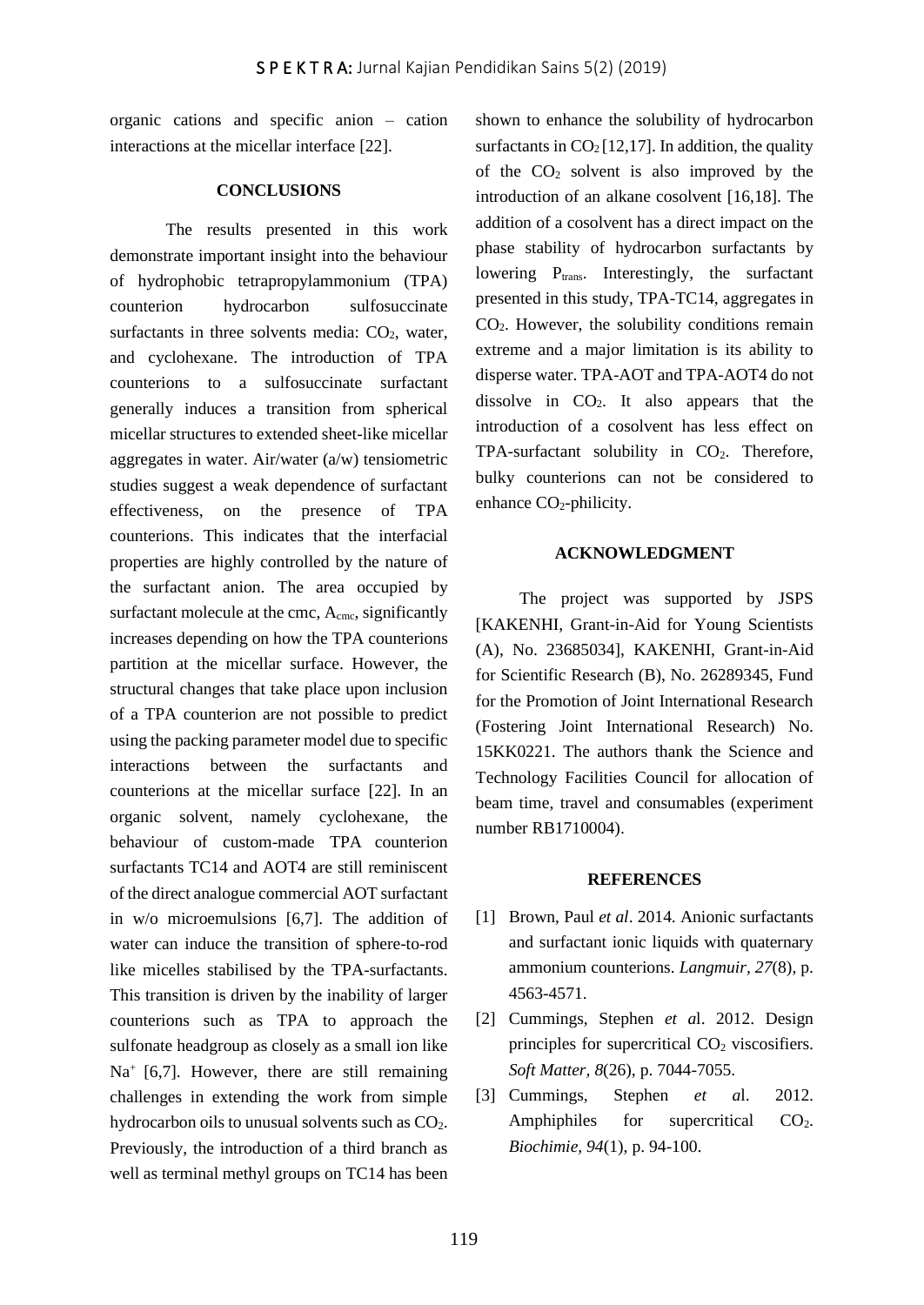organic cations and specific anion – cation interactions at the micellar interface [22].

## CONCLUSIONS

The results presented in this work demonstrate important insight into the behaviour of hydrophobic tetrapropylammonium (TPA) counterion hydrocarbon sulfosuccinate surfactants in three solvents media: $CO_2$, water, and cyclohexane. The introduction of TPA counterions to a sulfosuccinate surfactant generally induces a transition from spherical micellar structures to extended sheet-like micellar aggregates in water. Air/water (a/w) tensiometric studies suggest a weak dependence of surfactant effectiveness, on the presence of TPA counterions. This indicates that the interfacial properties are highly controlled by the nature of the surfactant anion. The area occupied by surfactant molecule at the cmc, $A_{cmc}$, significantly increases depending on how the TPA counterions partition at the micellar surface. However, the structural changes that take place upon inclusion of a TPA counterion are not possible to predict using the packing parameter model due to specific interactions between the surfactants and counterions at the micellar surface [22]. In an organic solvent, namely cyclohexane, the behaviour of custom-made TPA counterion surfactants TC14 and AOT4 are still reminiscent of the direct analogue commercial AOT surfactant in w/o microemulsions [6,7]. The addition of water can induce the transition of sphere-to-rod like micelles stabilised by the TPA-surfactants. This transition is driven by the inability of larger counterions such as TPA to approach the sulfonate headgroup as closely as a small ion like $Na^+$ [6,7]. However, there are still remaining challenges in extending the work from simple hydrocarbon oils to unusual solvents such as $CO_2$. Previously, the introduction of a third branch as well as terminal methyl groups on TC14 has been shown to enhance the solubility of hydrocarbon surfactants in $CO_2$ [12,17]. In addition, the quality of the $CO_2$ solvent is also improved by the introduction of an alkane cosolvent [16,18]. The addition of a cosolvent has a direct impact on the phase stability of hydrocarbon surfactants by lowering $P_{trans}$. Interestingly, the surfactant presented in this study, TPA-TC14, aggregates in $CO_2$. However, the solubility conditions remain extreme and a major limitation is its ability to disperse water. TPA-AOT and TPA-AOT4 do not dissolve in $CO_2$. It also appears that the introduction of a cosolvent has less effect on TPA-surfactant solubility in $CO_2$. Therefore, bulky counterions can not be considered to enhance $CO_2$-philicity.

## ACKNOWLEDGMENT

The project was supported by JSPS [KAKENHI, Grant-in-Aid for Young Scientists (A), No. 23685034], KAKENHI, Grant-in-Aid for Scientific Research (B), No. 26289345, Fund for the Promotion of Joint International Research (Fostering Joint International Research) No. 15KK0221. The authors thank the Science and Technology Facilities Council for allocation of beam time, travel and consumables (experiment number RB1710004).

## REFERENCES

[1] Brown, Paul *et al*. 2014. Anionic surfactants and surfactant ionic liquids with quaternary ammonium counterions. *Langmuir, 27*(8), p. 4563-4571.

[2] Cummings, Stephen *et a*l. 2012. Design principles for supercritical $CO_2$ viscosifiers. *Soft Matter, 8*(26), p. 7044-7055.

[3] Cummings, Stephen *et a*l. 2012. Amphiphiles for supercritical $CO_2$. *Biochimie, 94*(1), p. 94-100.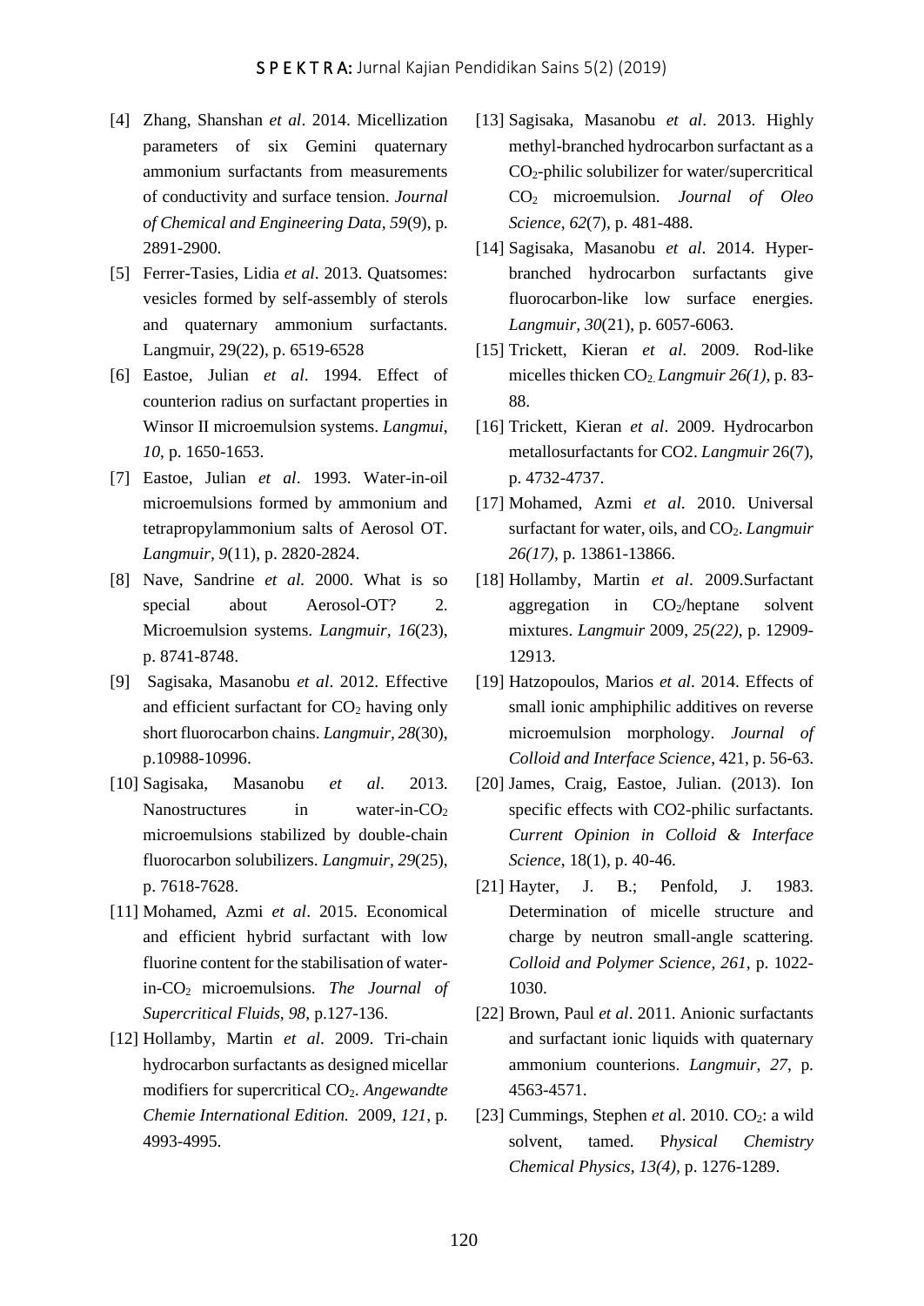[4] Zhang, Shanshan *et al*. 2014. Micellization parameters of six Gemini quaternary ammonium surfactants from measurements of conductivity and surface tension. *Journal of Chemical and Engineering Data, 59*(9), p. 2891-2900.

[5] Ferrer-Tasies, Lidia *et al*. 2013. Quatsomes: vesicles formed by self-assembly of sterols and quaternary ammonium surfactants. Langmuir, 29(22), p. 6519-6528

[6] Eastoe, Julian *et al*. 1994. Effect of counterion radius on surfactant properties in Winsor II microemulsion systems. *Langmui*, *10*, p. 1650-1653.

[7] Eastoe, Julian *et al*. 1993. Water-in-oil microemulsions formed by ammonium and tetrapropylammonium salts of Aerosol OT. *Langmuir, 9*(11), p. 2820-2824.

[8] Nave, Sandrine *et al.* 2000. What is so special about Aerosol-OT? 2. Microemulsion systems. *Langmuir, 16*(23), p. 8741-8748.

[9] Sagisaka, Masanobu *et al*. 2012. Effective and efficient surfactant for $CO_2$ having only short fluorocarbon chains. *Langmuir, 28*(30), p.10988-10996.

[10] Sagisaka, Masanobu *et al*. 2013. Nanostructures in water-in-$CO_2$ microemulsions stabilized by double-chain fluorocarbon solubilizers. *Langmuir, 29*(25), p. 7618-7628.

[11] Mohamed, Azmi *et al*. 2015. Economical and efficient hybrid surfactant with low fluorine content for the stabilisation of water-in-$CO_2$ microemulsions. *The Journal of Supercritical Fluids, 98*, p.127-136.

[12] Hollamby, Martin *et al*. 2009. Tri-chain hydrocarbon surfactants as designed micellar modifiers for supercritical $CO_2$. *Angewandte Chemie International Edition.* 2009, *121*, p. 4993-4995.

[13] Sagisaka, Masanobu *et al*. 2013. Highly methyl-branched hydrocarbon surfactant as a $CO_2$-philic solubilizer for water/supercritical $CO_2$ microemulsion. *Journal of Oleo Science, 62*(7), p. 481-488.

[14] Sagisaka, Masanobu *et al*. 2014. Hyper-branched hydrocarbon surfactants give fluorocarbon-like low surface energies. *Langmuir, 30*(21), p. 6057-6063.

[15] Trickett, Kieran *et al*. 2009. Rod-like micelles thicken $CO_2$. *Langmuir 26(1)*, p. 83-88.

[16] Trickett, Kieran *et al*. 2009. Hydrocarbon metallosurfactants for CO2. *Langmuir* 26(7), p. 4732-4737.

[17] Mohamed, Azmi *et al*. 2010. Universal surfactant for water, oils, and $CO_2$. *Langmuir 26(17)*, p. 13861-13866.

[18] Hollamby, Martin *et al*. 2009.Surfactant aggregation in $CO_2$/heptane solvent mixtures. *Langmuir* 2009, *25(22)*, p. 12909-12913.

[19] Hatzopoulos, Marios *et al*. 2014. Effects of small ionic amphiphilic additives on reverse microemulsion morphology. *Journal of Colloid and Interface Science*, 421, p. 56-63.

[20] James, Craig, Eastoe, Julian. (2013). Ion specific effects with CO2-philic surfactants. *Current Opinion in Colloid & Interface Science*, 18(1), p. 40-46.

[21] Hayter, J. B.; Penfold, J. 1983. Determination of micelle structure and charge by neutron small-angle scattering. *Colloid and Polymer Science, 261*, p. 1022-1030.

[22] Brown, Paul *et al*. 2011. Anionic surfactants and surfactant ionic liquids with quaternary ammonium counterions. *Langmuir*, *27*, p. 4563-4571.

[23] Cummings, Stephen *et a*l. 2010. $CO_2$: a wild solvent, tamed. P*hysical Chemistry Chemical Physics, 13(4)*, p. 1276-1289.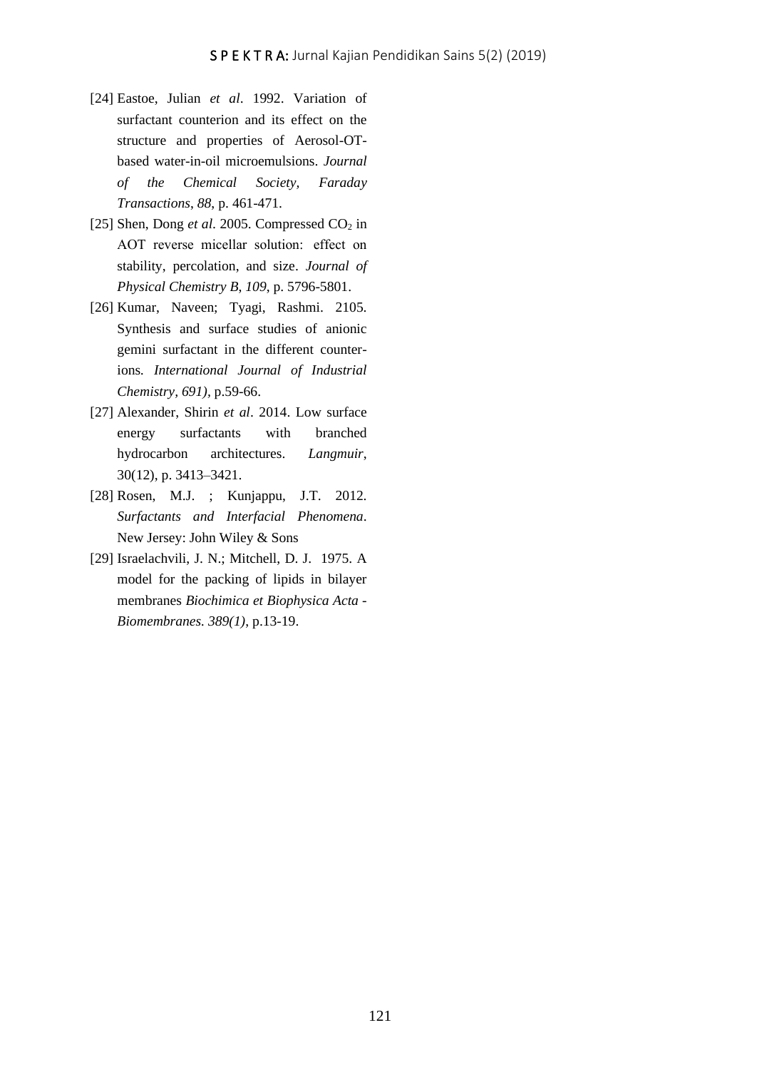[24] Eastoe, Julian *et al*. 1992. Variation of surfactant counterion and its effect on the structure and properties of Aerosol-OT-based water-in-oil microemulsions. *Journal of the Chemical Society, Faraday Transactions*, *88*, p. 461-471.

[25] Shen, Dong *et al.* 2005. Compressed $CO_2$ in AOT reverse micellar solution: effect on stability, percolation, and size. *Journal of Physical Chemistry B, 109*, p. 5796-5801.

[26] Kumar, Naveen; Tyagi, Rashmi. 2105. Synthesis and surface studies of anionic gemini surfactant in the different counter-ions. *International Journal of Industrial Chemistry, 691),* p.59-66.

[27] Alexander, Shirin *et al*. 2014. Low surface energy surfactants with branched hydrocarbon architectures. *Langmuir*, 30(12), p. 3413–3421.

[28] Rosen, M.J. ; Kunjappu, J.T. 2012. *Surfactants and Interfacial Phenomena*. New Jersey: John Wiley & Sons

[29] Israelachvili, J. N.; Mitchell, D. J. 1975. A model for the packing of lipids in bilayer membranes *Biochimica et Biophysica Acta - Biomembranes. 389(1)*, p.13-19.